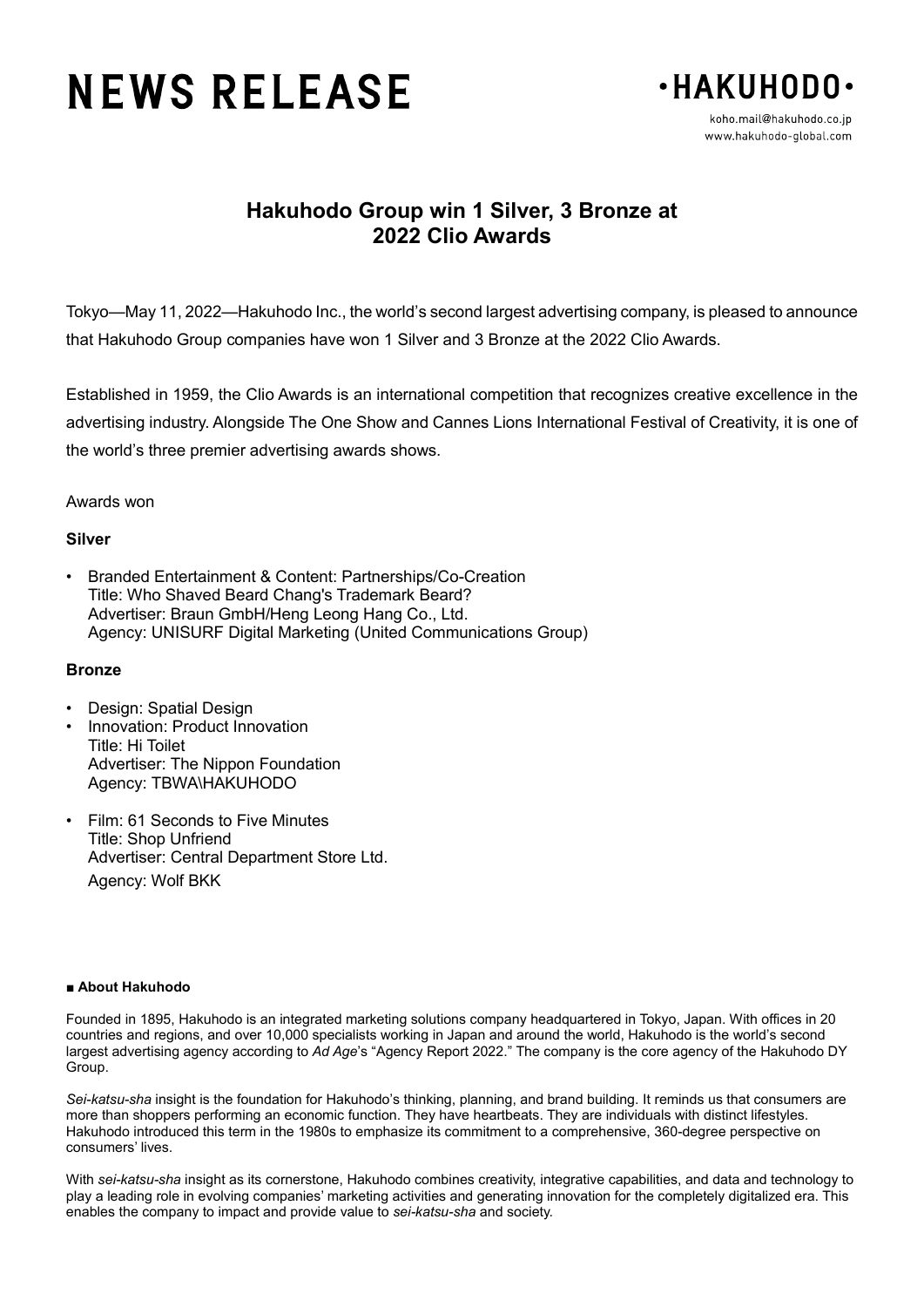# NEWS RELEASE

**·HAKUHODO·**

koho.mail@hakuhodo.co.jp
www.hakuhodo-global.com

## Hakuhodo Group win 1 Silver, 3 Bronze at 2022 Clio Awards

Tokyo—May 11, 2022—Hakuhodo Inc., the world's second largest advertising company, is pleased to announce that Hakuhodo Group companies have won 1 Silver and 3 Bronze at the 2022 Clio Awards.

Established in 1959, the Clio Awards is an international competition that recognizes creative excellence in the advertising industry. Alongside The One Show and Cannes Lions International Festival of Creativity, it is one of the world's three premier advertising awards shows.

Awards won

**Silver**

- Branded Entertainment & Content: Partnerships/Co-Creation
  Title: Who Shaved Beard Chang's Trademark Beard?
  Advertiser: Braun GmbH/Heng Leong Hang Co., Ltd.
  Agency: UNISURF Digital Marketing (United Communications Group)

**Bronze**

- Design: Spatial Design
- Innovation: Product Innovation
  Title: Hi Toilet
  Advertiser: The Nippon Foundation
  Agency: TBWA\HAKUHODO
- Film: 61 Seconds to Five Minutes
  Title: Shop Unfriend
  Advertiser: Central Department Store Ltd.
  Agency: Wolf BKK

**■ About Hakuhodo**

Founded in 1895, Hakuhodo is an integrated marketing solutions company headquartered in Tokyo, Japan. With offices in 20 countries and regions, and over 10,000 specialists working in Japan and around the world, Hakuhodo is the world's second largest advertising agency according to *Ad Age*'s "Agency Report 2022." The company is the core agency of the Hakuhodo DY Group.

*Sei-katsu-sha* insight is the foundation for Hakuhodo's thinking, planning, and brand building. It reminds us that consumers are more than shoppers performing an economic function. They have heartbeats. They are individuals with distinct lifestyles. Hakuhodo introduced this term in the 1980s to emphasize its commitment to a comprehensive, 360-degree perspective on consumers' lives.

With *sei-katsu-sha* insight as its cornerstone, Hakuhodo combines creativity, integrative capabilities, and data and technology to play a leading role in evolving companies' marketing activities and generating innovation for the completely digitalized era. This enables the company to impact and provide value to *sei-katsu-sha* and society.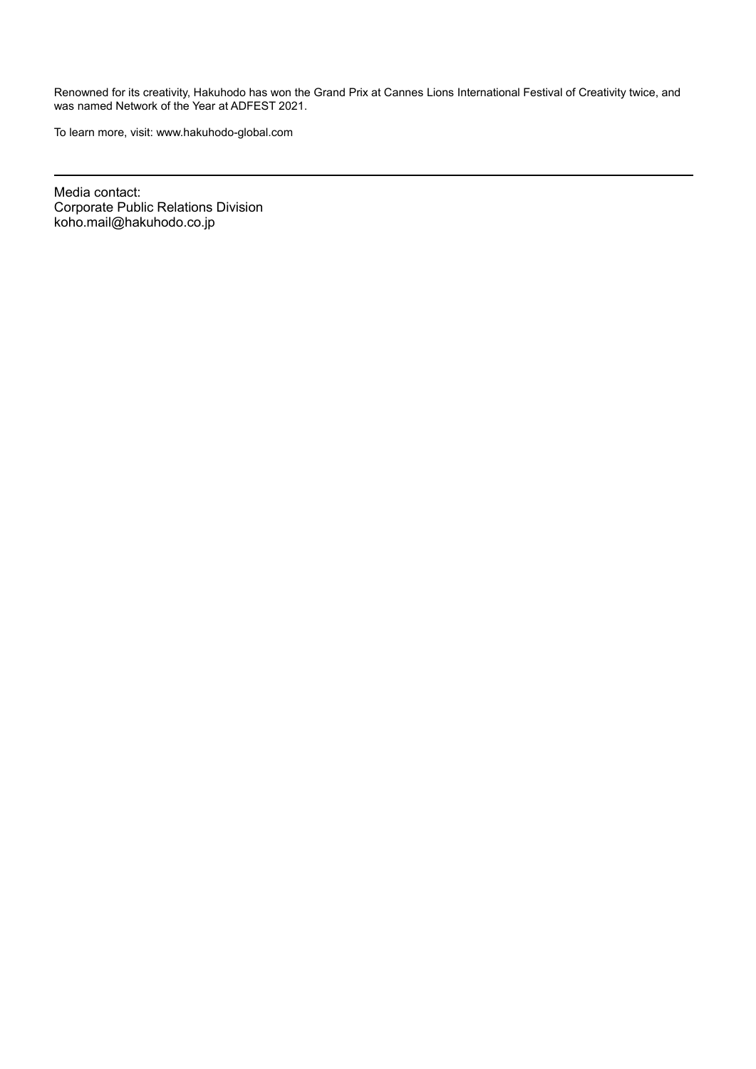Renowned for its creativity, Hakuhodo has won the Grand Prix at Cannes Lions International Festival of Creativity twice, and was named Network of the Year at ADFEST 2021.

To learn more, visit: www.hakuhodo-global.com

---

Media contact:
Corporate Public Relations Division
koho.mail@hakuhodo.co.jp